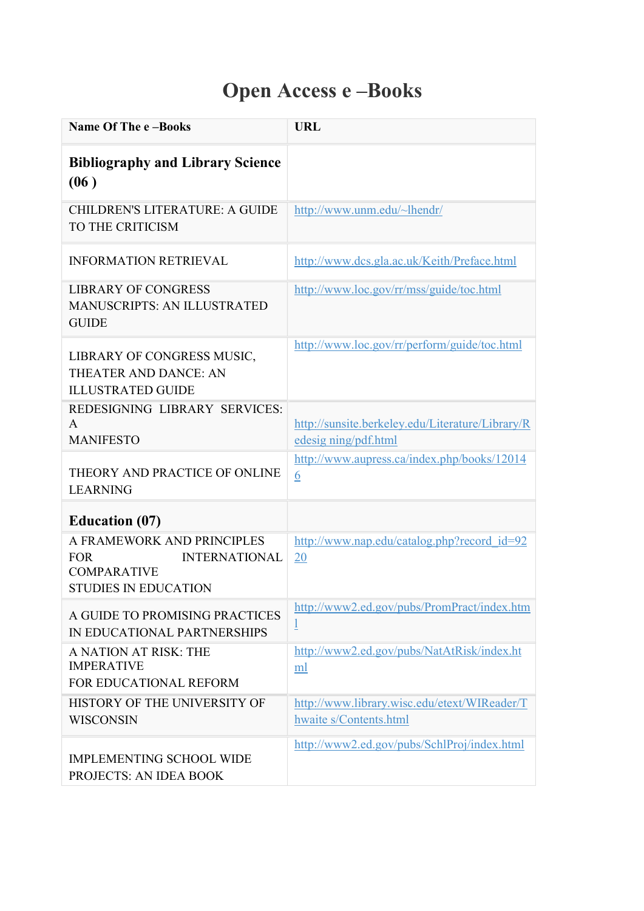# Open Access e –Books

| Name Of The e –Books | URL |
|---|---|
| **Bibliography and Library Science (06 )** | |
| CHILDREN'S LITERATURE: A GUIDE TO THE CRITICISM | http://www.unm.edu/~lhendr/ |
| INFORMATION RETRIEVAL | http://www.dcs.gla.ac.uk/Keith/Preface.html |
| LIBRARY OF CONGRESS MANUSCRIPTS: AN ILLUSTRATED GUIDE | http://www.loc.gov/rr/mss/guide/toc.html |
| LIBRARY OF CONGRESS MUSIC, THEATER AND DANCE: AN ILLUSTRATED GUIDE | http://www.loc.gov/rr/perform/guide/toc.html |
| REDESIGNING LIBRARY SERVICES: A MANIFESTO | http://sunsite.berkeley.edu/Literature/Library/Redesig ning/pdf.html |
| THEORY AND PRACTICE OF ONLINE LEARNING | http://www.aupress.ca/index.php/books/120146 |
| **Education (07)** | |
| A FRAMEWORK AND PRINCIPLES FOR INTERNATIONAL COMPARATIVE STUDIES IN EDUCATION | http://www.nap.edu/catalog.php?record_id=9220 |
| A GUIDE TO PROMISING PRACTICES IN EDUCATIONAL PARTNERSHIPS | http://www2.ed.gov/pubs/PromPract/index.html |
| A NATION AT RISK: THE IMPERATIVE FOR EDUCATIONAL REFORM | http://www2.ed.gov/pubs/NatAtRisk/index.html |
| HISTORY OF THE UNIVERSITY OF WISCONSIN | http://www.library.wisc.edu/etext/WIReader/Thwaite s/Contents.html |
| IMPLEMENTING SCHOOL WIDE PROJECTS: AN IDEA BOOK | http://www2.ed.gov/pubs/SchlProj/index.html |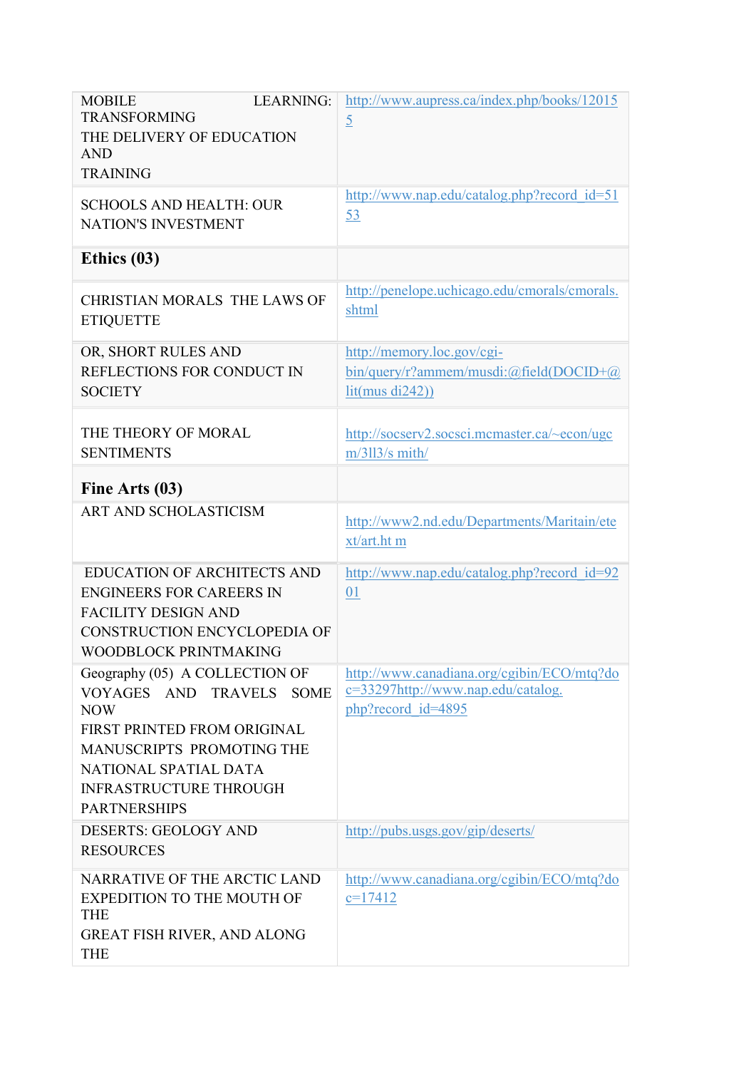| | |
|---|---|
| MOBILE LEARNING: TRANSFORMING THE DELIVERY OF EDUCATION AND TRAINING | http://www.aupress.ca/index.php/books/120155 |
| SCHOOLS AND HEALTH: OUR NATION'S INVESTMENT | http://www.nap.edu/catalog.php?record_id=5153 |
| **Ethics (03)** | |
| CHRISTIAN MORALS THE LAWS OF ETIQUETTE | http://penelope.uchicago.edu/cmorals/cmorals.shtml |
| OR, SHORT RULES AND REFLECTIONS FOR CONDUCT IN SOCIETY | http://memory.loc.gov/cgi-bin/query/r?ammem/musdi:@field(DOCID+@lit(mus di242)) |
| THE THEORY OF MORAL SENTIMENTS | http://socserv2.socsci.mcmaster.ca/~econ/ugcm/3ll3/s mith/ |
| **Fine Arts (03)** | |
| ART AND SCHOLASTICISM | http://www2.nd.edu/Departments/Maritain/etext/art.ht m |
| EDUCATION OF ARCHITECTS AND ENGINEERS FOR CAREERS IN FACILITY DESIGN AND CONSTRUCTION ENCYCLOPEDIA OF WOODBLOCK PRINTMAKING | http://www.nap.edu/catalog.php?record_id=9201 |
| Geography (05) A COLLECTION OF VOYAGES AND TRAVELS SOME NOW FIRST PRINTED FROM ORIGINAL MANUSCRIPTS PROMOTING THE NATIONAL SPATIAL DATA INFRASTRUCTURE THROUGH PARTNERSHIPS | http://www.canadiana.org/cgibin/ECO/mtq?doc=33297http://www.nap.edu/catalog.php?record_id=4895 |
| DESERTS: GEOLOGY AND RESOURCES | http://pubs.usgs.gov/gip/deserts/ |
| NARRATIVE OF THE ARCTIC LAND EXPEDITION TO THE MOUTH OF THE GREAT FISH RIVER, AND ALONG THE | http://www.canadiana.org/cgibin/ECO/mtq?doc=17412 |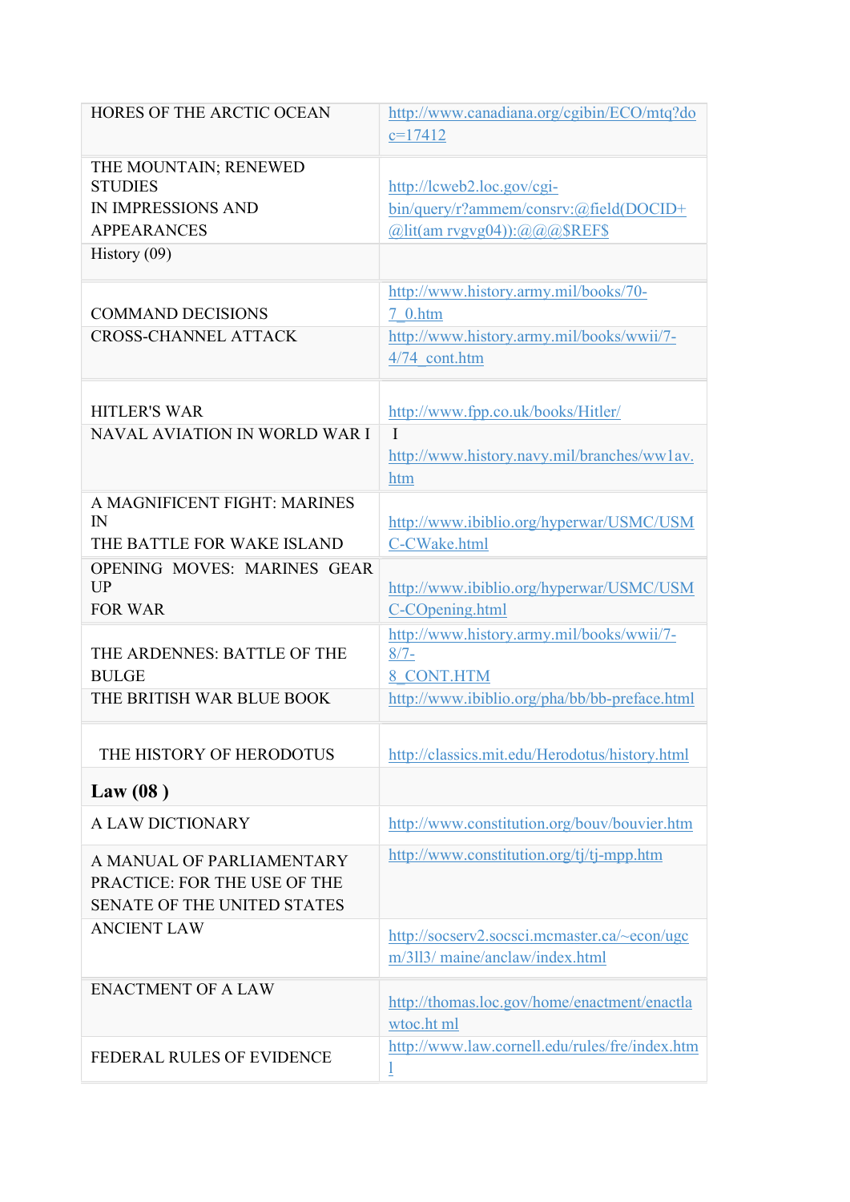| | |
|---|---|
| HORES OF THE ARCTIC OCEAN | http://www.canadiana.org/cgibin/ECO/mtq?doc=17412 |
| THE MOUNTAIN; RENEWED STUDIES IN IMPRESSIONS AND APPEARANCES | http://lcweb2.loc.gov/cgi-bin/query/r?ammem/consrv:@field(DOCID+@lit(am rvgvg04)):@@@$REF$ |
| History (09) | |
| COMMAND DECISIONS | http://www.history.army.mil/books/70-7_0.htm |
| CROSS-CHANNEL ATTACK | http://www.history.army.mil/books/wwii/7-4/74_cont.htm |
| HITLER'S WAR | http://www.fpp.co.uk/books/Hitler/ |
| NAVAL AVIATION IN WORLD WAR I | I http://www.history.navy.mil/branches/ww1av.htm |
| A MAGNIFICENT FIGHT: MARINES IN THE BATTLE FOR WAKE ISLAND | http://www.ibiblio.org/hyperwar/USMC/USMC-CWake.html |
| OPENING MOVES: MARINES GEAR UP FOR WAR | http://www.ibiblio.org/hyperwar/USMC/USMC-COpening.html |
| THE ARDENNES: BATTLE OF THE BULGE | http://www.history.army.mil/books/wwii/7-8/7-8_CONT.HTM |
| THE BRITISH WAR BLUE BOOK | http://www.ibiblio.org/pha/bb/bb-preface.html |
| THE HISTORY OF HERODOTUS | http://classics.mit.edu/Herodotus/history.html |
| **Law (08 )** | |
| A LAW DICTIONARY | http://www.constitution.org/bouv/bouvier.htm |
| A MANUAL OF PARLIAMENTARY PRACTICE: FOR THE USE OF THE SENATE OF THE UNITED STATES | http://www.constitution.org/tj/tj-mpp.htm |
| ANCIENT LAW | http://socserv2.socsci.mcmaster.ca/~econ/ugcm/3ll3/ maine/anclaw/index.html |
| ENACTMENT OF A LAW | http://thomas.loc.gov/home/enactment/enactlawtoc.ht ml |
| FEDERAL RULES OF EVIDENCE | http://www.law.cornell.edu/rules/fre/index.html |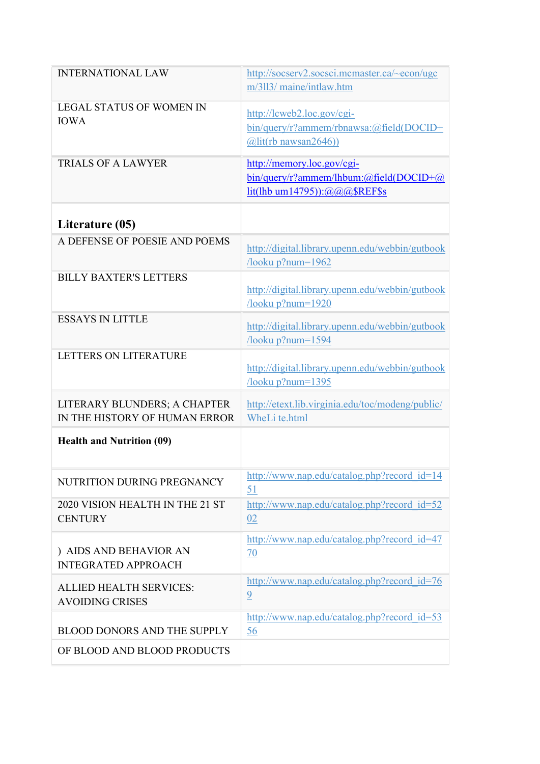| | |
|---|---|
| INTERNATIONAL LAW | http://socserv2.socsci.mcmaster.ca/~econ/ugcm/3ll3/ maine/intlaw.htm |
| LEGAL STATUS OF WOMEN IN IOWA | http://lcweb2.loc.gov/cgi-bin/query/r?ammem/rbnawsa:@field(DOCID+@lit(rb nawsan2646)) |
| TRIALS OF A LAWYER | http://memory.loc.gov/cgi-bin/query/r?ammem/lhbum:@field(DOCID+@lit(lhb um14795)):@@@$REF$s |
| **Literature (05)** | |
| A DEFENSE OF POESIE AND POEMS | http://digital.library.upenn.edu/webbin/gutbook/looku p?num=1962 |
| BILLY BAXTER'S LETTERS | http://digital.library.upenn.edu/webbin/gutbook/looku p?num=1920 |
| ESSAYS IN LITTLE | http://digital.library.upenn.edu/webbin/gutbook/looku p?num=1594 |
| LETTERS ON LITERATURE | http://digital.library.upenn.edu/webbin/gutbook/looku p?num=1395 |
| LITERARY BLUNDERS; A CHAPTER IN THE HISTORY OF HUMAN ERROR | http://etext.lib.virginia.edu/toc/modeng/public/WheLi te.html |
| **Health and Nutrition (09)** | |
| NUTRITION DURING PREGNANCY | http://www.nap.edu/catalog.php?record_id=1451 |
| 2020 VISION HEALTH IN THE 21 ST CENTURY | http://www.nap.edu/catalog.php?record_id=5202 |
| ) AIDS AND BEHAVIOR AN INTEGRATED APPROACH | http://www.nap.edu/catalog.php?record_id=4770 |
| ALLIED HEALTH SERVICES: AVOIDING CRISES | http://www.nap.edu/catalog.php?record_id=769 |
| BLOOD DONORS AND THE SUPPLY | http://www.nap.edu/catalog.php?record_id=5356 |
| OF BLOOD AND BLOOD PRODUCTS | |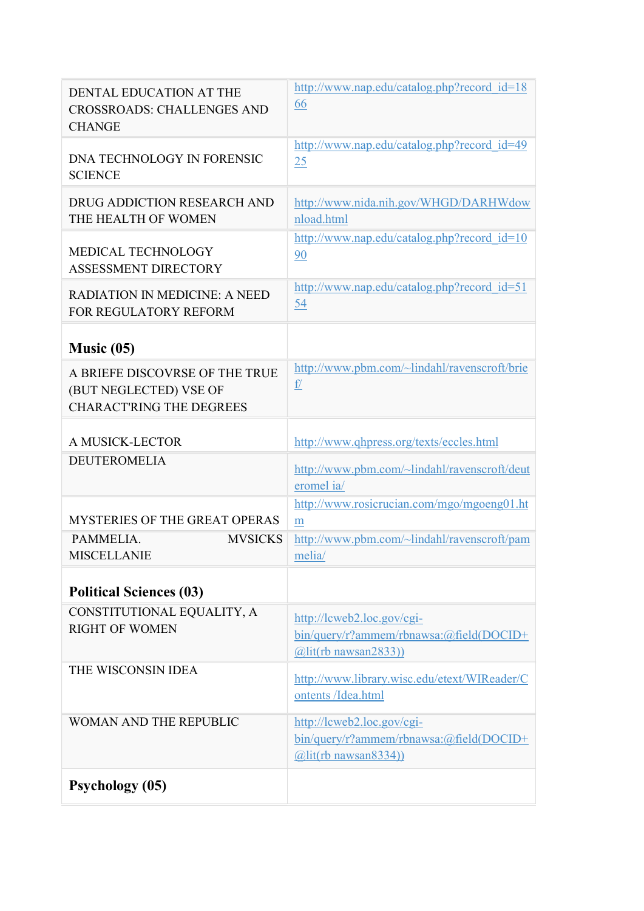| | |
|---|---|
| DENTAL EDUCATION AT THE CROSSROADS: CHALLENGES AND CHANGE | http://www.nap.edu/catalog.php?record_id=1866 |
| DNA TECHNOLOGY IN FORENSIC SCIENCE | http://www.nap.edu/catalog.php?record_id=4925 |
| DRUG ADDICTION RESEARCH AND THE HEALTH OF WOMEN | http://www.nida.nih.gov/WHGD/DARHWdownload.html |
| MEDICAL TECHNOLOGY ASSESSMENT DIRECTORY | http://www.nap.edu/catalog.php?record_id=1090 |
| RADIATION IN MEDICINE: A NEED FOR REGULATORY REFORM | http://www.nap.edu/catalog.php?record_id=5154 |
| **Music (05)** | |
| A BRIEFE DISCOVRSE OF THE TRUE (BUT NEGLECTED) VSE OF CHARACT'RING THE DEGREES | http://www.pbm.com/~lindahl/ravenscroft/brief/ |
| A MUSICK-LECTOR | http://www.qhpress.org/texts/eccles.html |
| DEUTEROMELIA | http://www.pbm.com/~lindahl/ravenscroft/deuteromel ia/ |
| MYSTERIES OF THE GREAT OPERAS | http://www.rosicrucian.com/mgo/mgoeng01.htm |
| PAMMELIA. MVSICKS MISCELLANIE | http://www.pbm.com/~lindahl/ravenscroft/pammelia/ |
| **Political Sciences (03)** | |
| CONSTITUTIONAL EQUALITY, A RIGHT OF WOMEN | http://lcweb2.loc.gov/cgi-bin/query/r?ammem/rbnawsa:@field(DOCID+@lit(rb nawsan2833)) |
| THE WISCONSIN IDEA | http://www.library.wisc.edu/etext/WIReader/Contents /Idea.html |
| WOMAN AND THE REPUBLIC | http://lcweb2.loc.gov/cgi-bin/query/r?ammem/rbnawsa:@field(DOCID+@lit(rb nawsan8334)) |
| **Psychology (05)** | |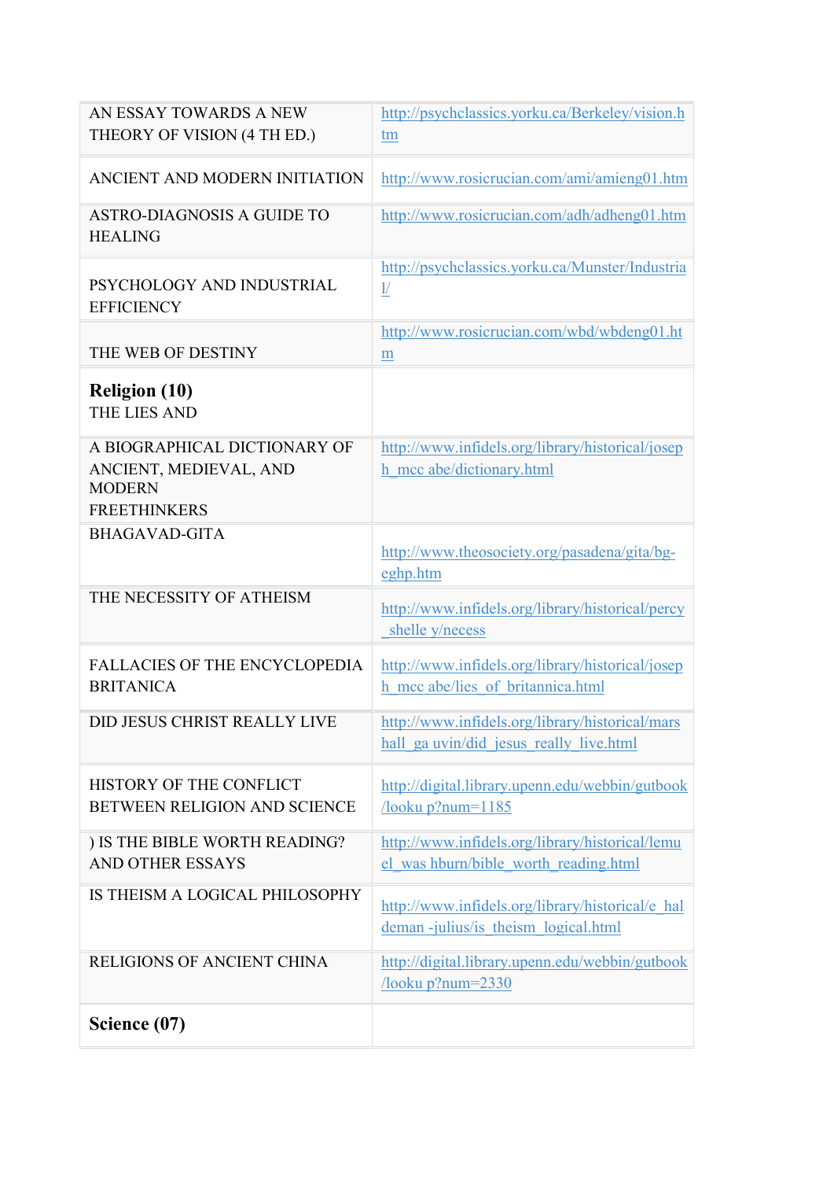| | |
|---|---|
| AN ESSAY TOWARDS A NEW THEORY OF VISION (4 TH ED.) | http://psychclassics.yorku.ca/Berkeley/vision.htm |
| ANCIENT AND MODERN INITIATION | http://www.rosicrucian.com/ami/amieng01.htm |
| ASTRO-DIAGNOSIS A GUIDE TO HEALING | http://www.rosicrucian.com/adh/adheng01.htm |
| PSYCHOLOGY AND INDUSTRIAL EFFICIENCY | http://psychclassics.yorku.ca/Munster/Industrial/ |
| THE WEB OF DESTINY | http://www.rosicrucian.com/wbd/wbdeng01.htm |
| **Religion (10)**<br>THE LIES AND | |
| A BIOGRAPHICAL DICTIONARY OF ANCIENT, MEDIEVAL, AND MODERN FREETHINKERS | http://www.infidels.org/library/historical/joseph_mcc abe/dictionary.html |
| BHAGAVAD-GITA | http://www.theosociety.org/pasadena/gita/bg-eghp.htm |
| THE NECESSITY OF ATHEISM | http://www.infidels.org/library/historical/percy_shelle y/necess |
| FALLACIES OF THE ENCYCLOPEDIA BRITANICA | http://www.infidels.org/library/historical/joseph_mcc abe/lies_of_britannica.html |
| DID JESUS CHRIST REALLY LIVE | http://www.infidels.org/library/historical/marshall_ga uvin/did_jesus_really_live.html |
| HISTORY OF THE CONFLICT BETWEEN RELIGION AND SCIENCE | http://digital.library.upenn.edu/webbin/gutbook/looku p?num=1185 |
| ) IS THE BIBLE WORTH READING? AND OTHER ESSAYS | http://www.infidels.org/library/historical/lemuel_was hburn/bible_worth_reading.html |
| IS THEISM A LOGICAL PHILOSOPHY | http://www.infidels.org/library/historical/e_haldeman -julius/is_theism_logical.html |
| RELIGIONS OF ANCIENT CHINA | http://digital.library.upenn.edu/webbin/gutbook/looku p?num=2330 |
| **Science (07)** | |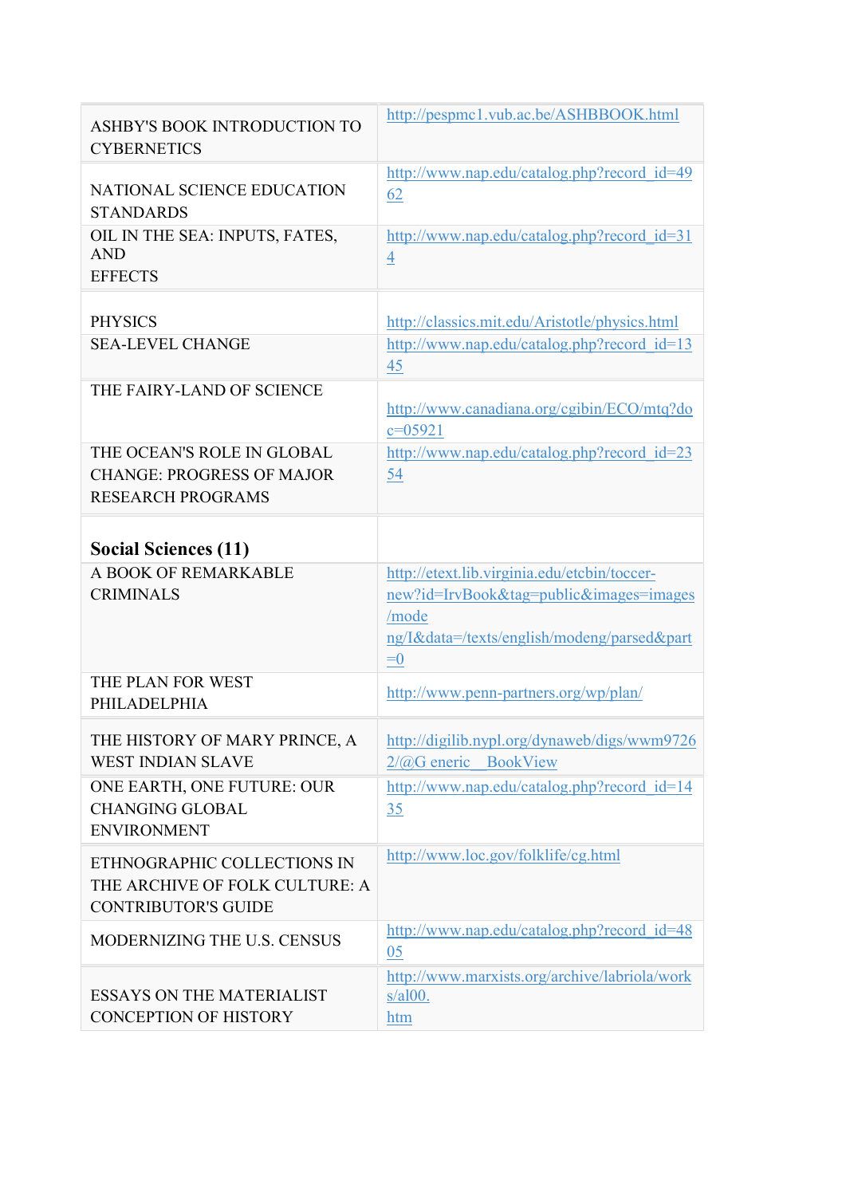| | |
|---|---|
| ASHBY'S BOOK INTRODUCTION TO CYBERNETICS | http://pespmc1.vub.ac.be/ASHBBOOK.html |
| NATIONAL SCIENCE EDUCATION STANDARDS | http://www.nap.edu/catalog.php?record_id=4962 |
| OIL IN THE SEA: INPUTS, FATES, AND EFFECTS | http://www.nap.edu/catalog.php?record_id=314 |
| PHYSICS | http://classics.mit.edu/Aristotle/physics.html |
| SEA-LEVEL CHANGE | http://www.nap.edu/catalog.php?record_id=1345 |
| THE FAIRY-LAND OF SCIENCE | http://www.canadiana.org/cgibin/ECO/mtq?doc=05921 |
| THE OCEAN'S ROLE IN GLOBAL CHANGE: PROGRESS OF MAJOR RESEARCH PROGRAMS | http://www.nap.edu/catalog.php?record_id=2354 |
| **Social Sciences (11)** | |
| A BOOK OF REMARKABLE CRIMINALS | http://etext.lib.virginia.edu/etcbin/toccer-new?id=IrvBook&tag=public&images=images/modeng/I&data=/texts/english/modeng/parsed&part=0 |
| THE PLAN FOR WEST PHILADELPHIA | http://www.penn-partners.org/wp/plan/ |
| THE HISTORY OF MARY PRINCE, A WEST INDIAN SLAVE | http://digilib.nypl.org/dynaweb/digs/wwm97262/@Generic__BookView |
| ONE EARTH, ONE FUTURE: OUR CHANGING GLOBAL ENVIRONMENT | http://www.nap.edu/catalog.php?record_id=1435 |
| ETHNOGRAPHIC COLLECTIONS IN THE ARCHIVE OF FOLK CULTURE: A CONTRIBUTOR'S GUIDE | http://www.loc.gov/folklife/cg.html |
| MODERNIZING THE U.S. CENSUS | http://www.nap.edu/catalog.php?record_id=4805 |
| ESSAYS ON THE MATERIALIST CONCEPTION OF HISTORY | http://www.marxists.org/archive/labriola/works/al00.htm |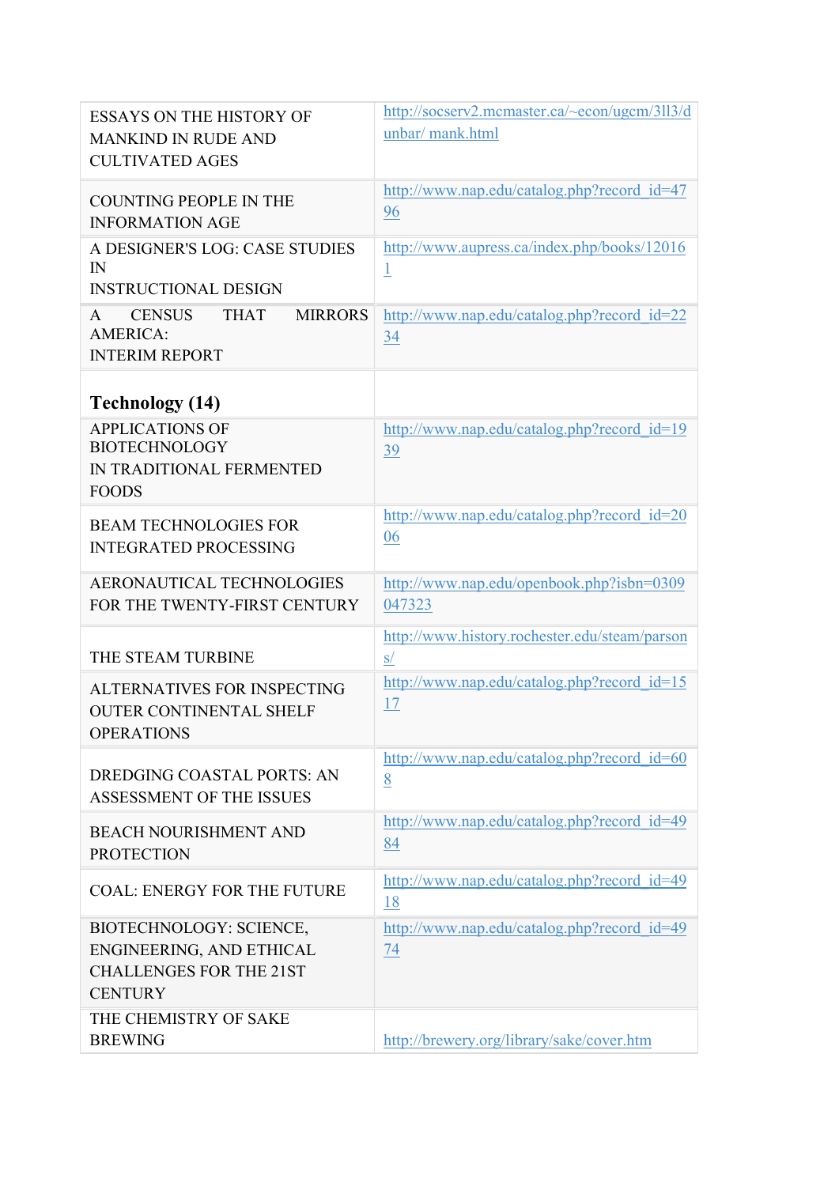| | |
|---|---|
| ESSAYS ON THE HISTORY OF MANKIND IN RUDE AND CULTIVATED AGES | http://socserv2.mcmaster.ca/~econ/ugcm/3ll3/dunbar/ mank.html |
| COUNTING PEOPLE IN THE INFORMATION AGE | http://www.nap.edu/catalog.php?record_id=4796 |
| A DESIGNER'S LOG: CASE STUDIES IN INSTRUCTIONAL DESIGN | http://www.aupress.ca/index.php/books/120161 |
| A CENSUS THAT MIRRORS AMERICA: INTERIM REPORT | http://www.nap.edu/catalog.php?record_id=2234 |
| **Technology (14)** | |
| APPLICATIONS OF BIOTECHNOLOGY IN TRADITIONAL FERMENTED FOODS | http://www.nap.edu/catalog.php?record_id=1939 |
| BEAM TECHNOLOGIES FOR INTEGRATED PROCESSING | http://www.nap.edu/catalog.php?record_id=2006 |
| AERONAUTICAL TECHNOLOGIES FOR THE TWENTY-FIRST CENTURY | http://www.nap.edu/openbook.php?isbn=0309047323 |
| THE STEAM TURBINE | http://www.history.rochester.edu/steam/parsons/ |
| ALTERNATIVES FOR INSPECTING OUTER CONTINENTAL SHELF OPERATIONS | http://www.nap.edu/catalog.php?record_id=1517 |
| DREDGING COASTAL PORTS: AN ASSESSMENT OF THE ISSUES | http://www.nap.edu/catalog.php?record_id=608 |
| BEACH NOURISHMENT AND PROTECTION | http://www.nap.edu/catalog.php?record_id=4984 |
| COAL: ENERGY FOR THE FUTURE | http://www.nap.edu/catalog.php?record_id=4918 |
| BIOTECHNOLOGY: SCIENCE, ENGINEERING, AND ETHICAL CHALLENGES FOR THE 21ST CENTURY | http://www.nap.edu/catalog.php?record_id=4974 |
| THE CHEMISTRY OF SAKE BREWING | http://brewery.org/library/sake/cover.htm |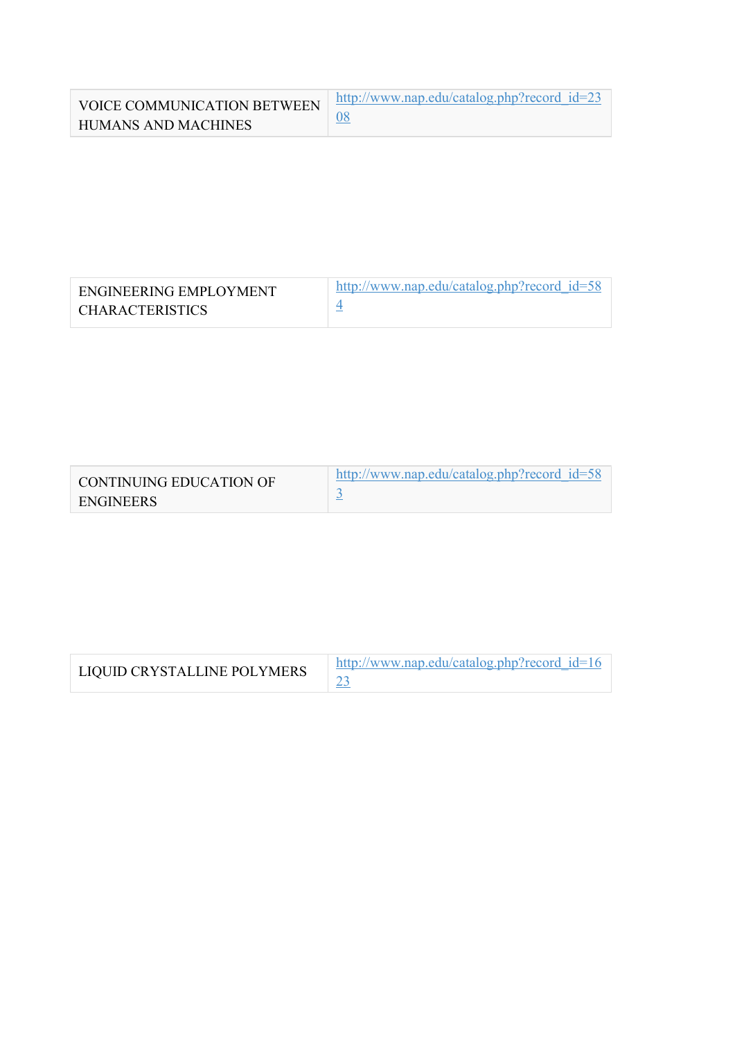| | |
|---|---|
| VOICE COMMUNICATION BETWEEN HUMANS AND MACHINES | http://www.nap.edu/catalog.php?record_id=2308 |

| | |
|---|---|
| ENGINEERING EMPLOYMENT CHARACTERISTICS | http://www.nap.edu/catalog.php?record_id=584 |

| | |
|---|---|
| CONTINUING EDUCATION OF ENGINEERS | http://www.nap.edu/catalog.php?record_id=583 |

| | |
|---|---|
| LIQUID CRYSTALLINE POLYMERS | http://www.nap.edu/catalog.php?record_id=1623 |